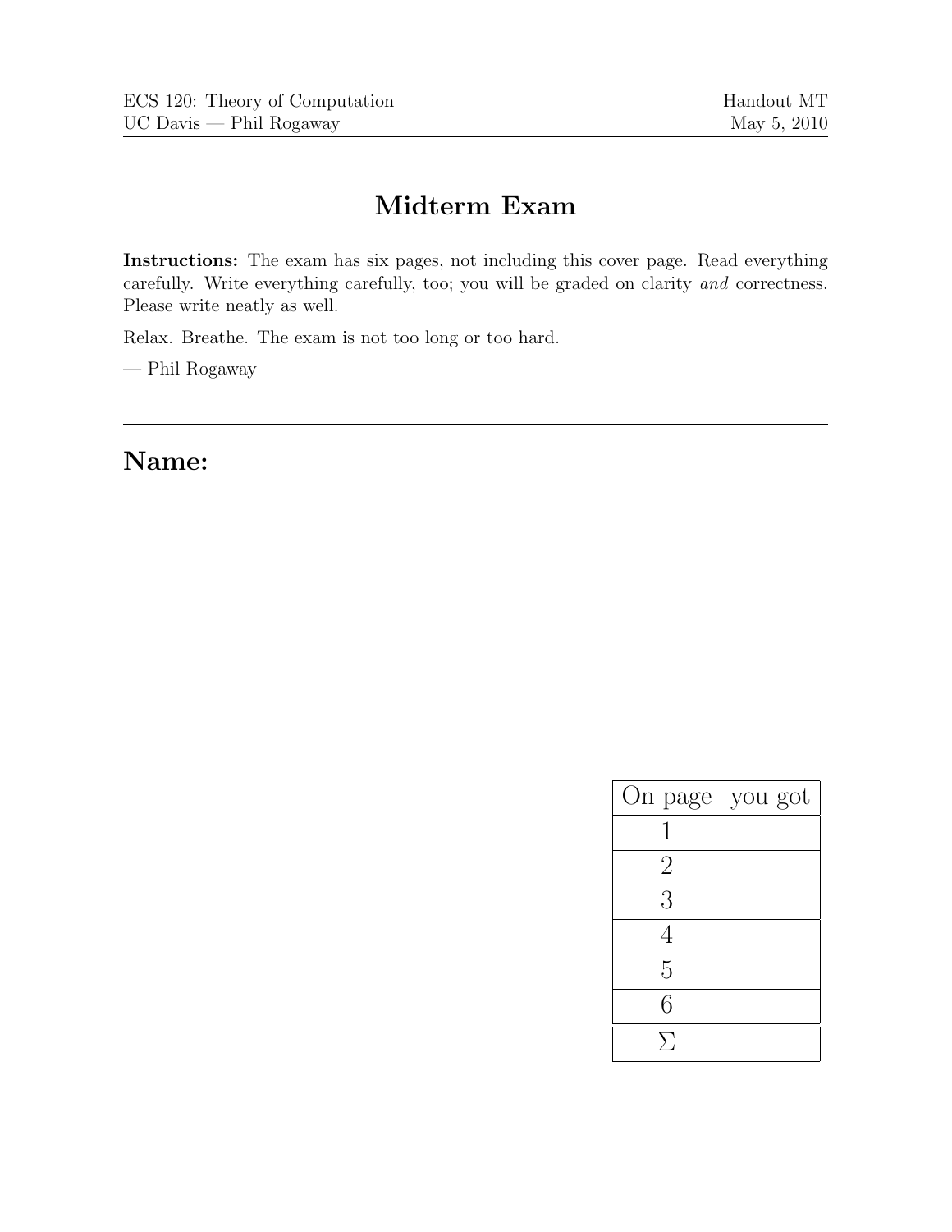ECS 120: Theory of Computation — Handout MT
UC Davis — Phil Rogaway — May 5, 2010

# Midterm Exam

**Instructions:** The exam has six pages, not including this cover page. Read everything carefully. Write everything carefully, too; you will be graded on clarity *and* correctness. Please write neatly as well.

Relax. Breathe. The exam is not too long or too hard.

— Phil Rogaway

## Name:

| On page | you got |
|---|---|
| 1 | |
| 2 | |
| 3 | |
| 4 | |
| 5 | |
| 6 | |
| $\Sigma$ | |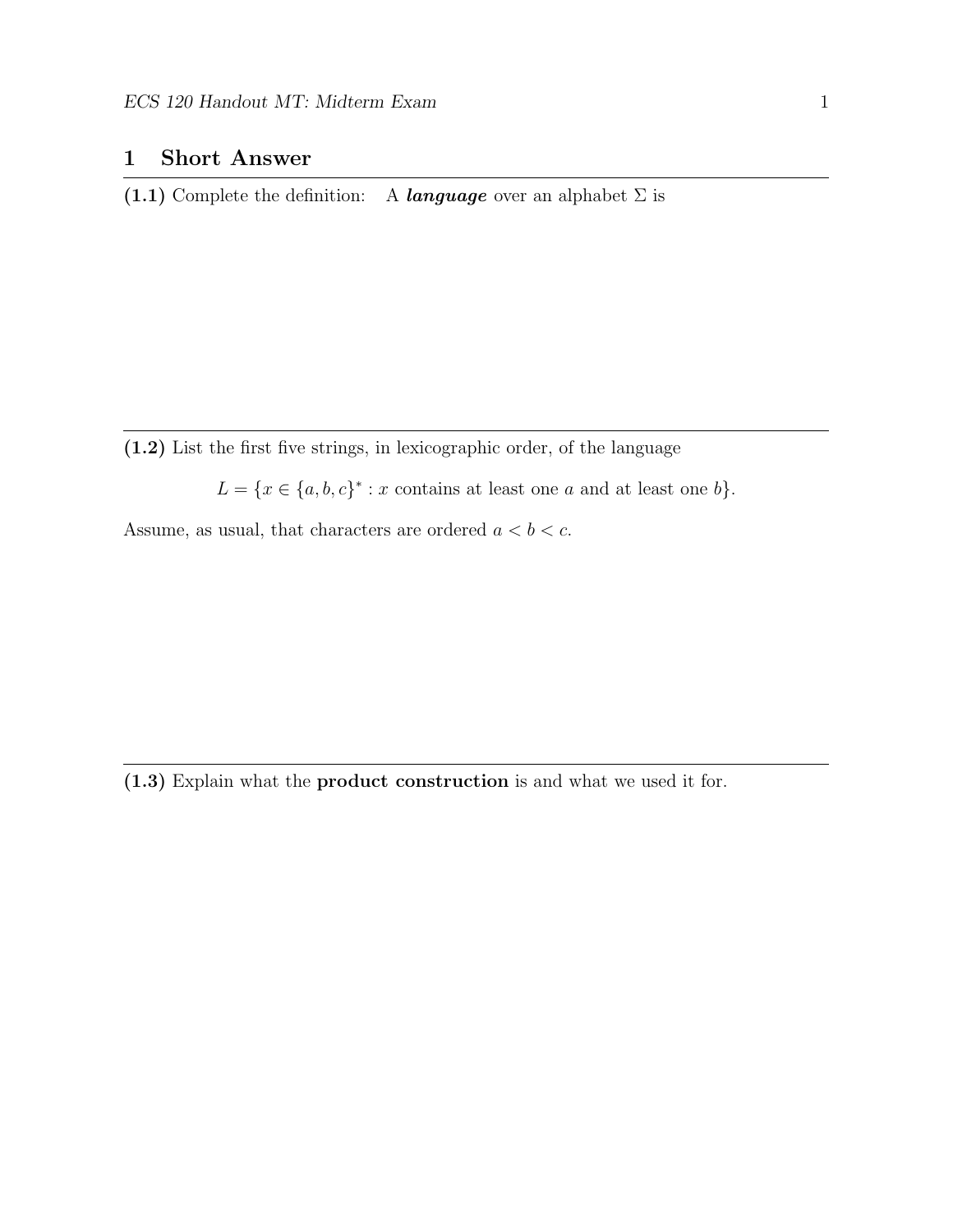## 1 Short Answer

**(1.1)** Complete the definition: A ***language*** over an alphabet $\Sigma$ is

---

**(1.2)** List the first five strings, in lexicographic order, of the language

$$L = \{x \in \{a, b, c\}^* : x \text{ contains at least one } a \text{ and at least one } b\}.$$

Assume, as usual, that characters are ordered $a < b < c$.

---

**(1.3)** Explain what the **product construction** is and what we used it for.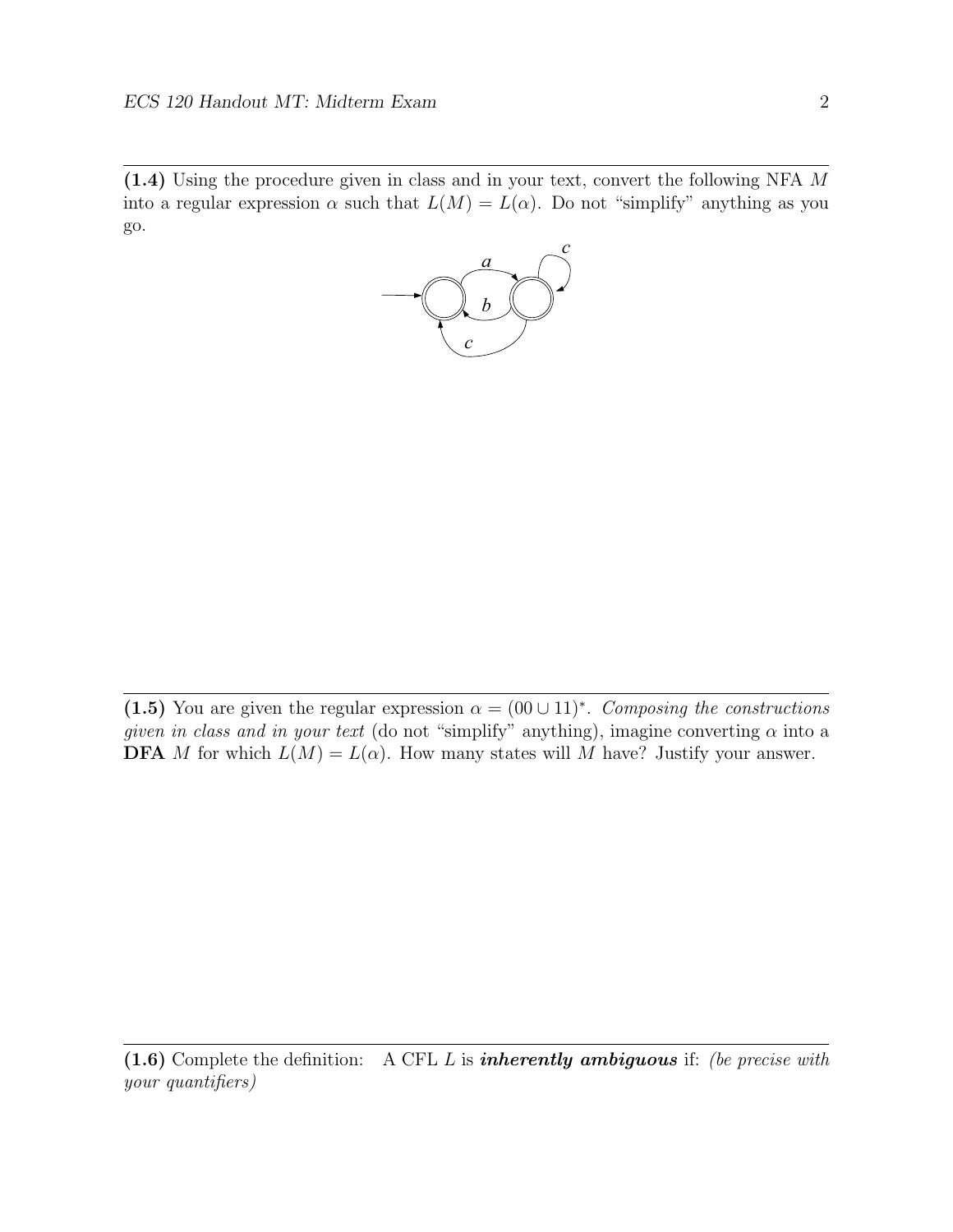**(1.4)** Using the procedure given in class and in your text, convert the following NFA $M$ into a regular expression $\alpha$ such that $L(M) = L(\alpha)$. Do not "simplify" anything as you go.

---

**(1.5)** You are given the regular expression $\alpha = (00 \cup 11)^*$. *Composing the constructions given in class and in your text* (do not "simplify" anything), imagine converting $\alpha$ into a **DFA** $M$ for which $L(M) = L(\alpha)$. How many states will $M$ have? Justify your answer.

---

**(1.6)** Complete the definition: A CFL $L$ is ***inherently ambiguous*** if: *(be precise with your quantifiers)*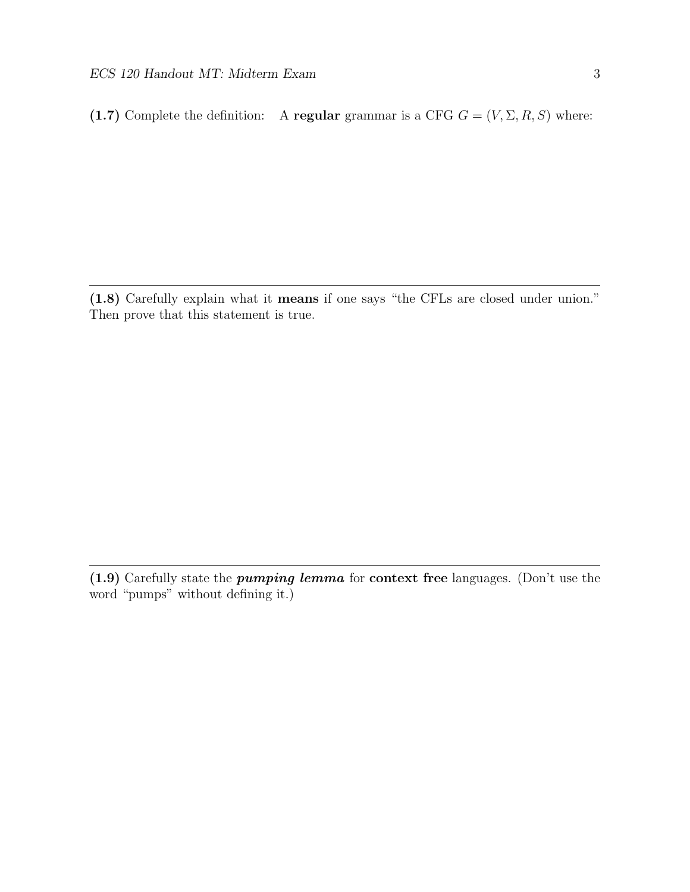**(1.7)** Complete the definition: A **regular** grammar is a CFG $G = (V, \Sigma, R, S)$ where:

---

**(1.8)** Carefully explain what it **means** if one says "the CFLs are closed under union." Then prove that this statement is true.

---

**(1.9)** Carefully state the ***pumping lemma*** for **context free** languages. (Don't use the word "pumps" without defining it.)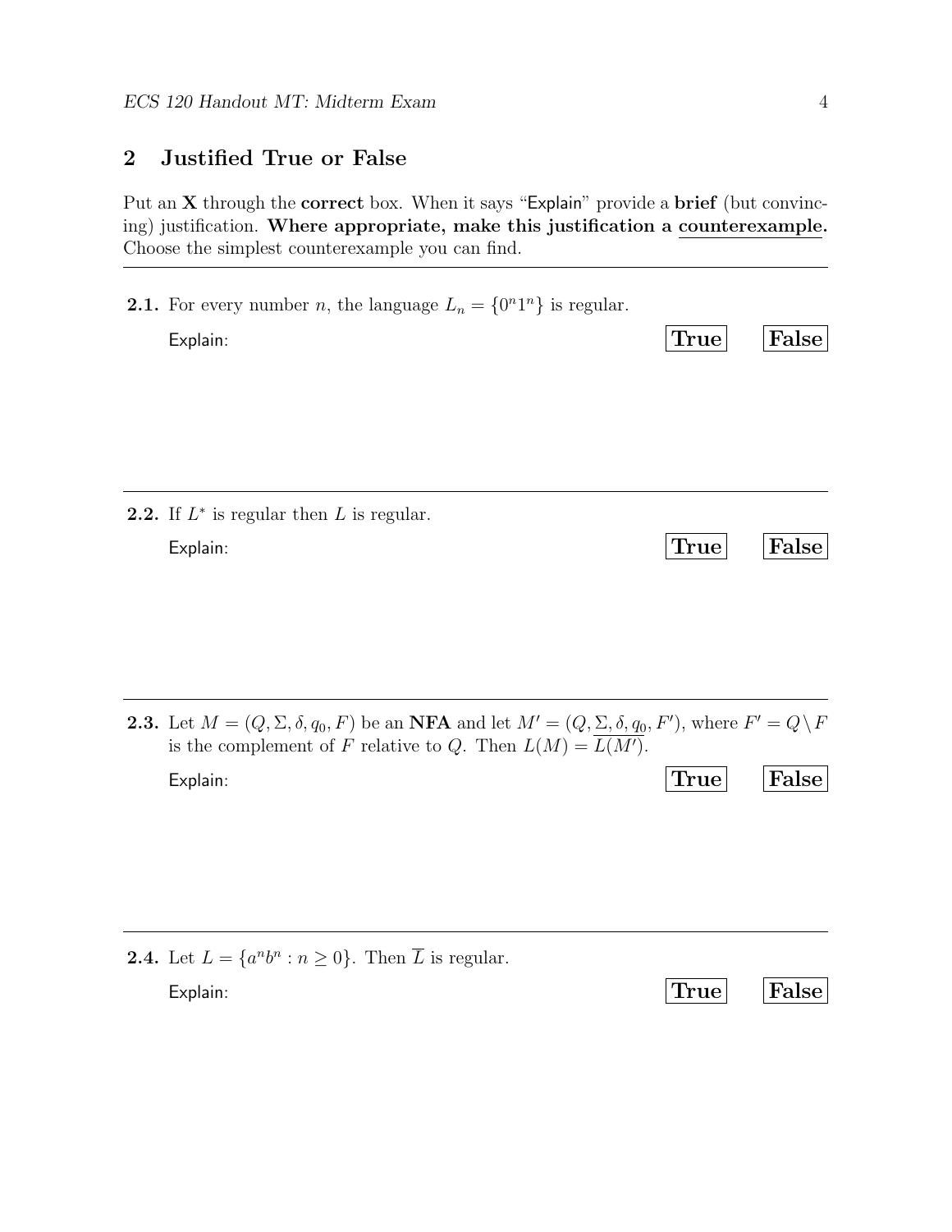## 2 Justified True or False

Put an **X** through the **correct** box. When it says "Explain" provide a **brief** (but convincing) justification. **Where appropriate, make this justification a <u>counterexample</u>.** Choose the simplest counterexample you can find.

---

**2.1.** For every number $n$, the language $L_n = \{0^n 1^n\}$ is regular.

Explain: **True** **False**

---

**2.2.** If $L^*$ is regular then $L$ is regular.

Explain: **True** **False**

---

**2.3.** Let $M = (Q, \Sigma, \delta, q_0, F)$ be an **NFA** and let $M' = (Q, \Sigma, \delta, q_0, F')$, where $F' = Q \setminus F$ is the complement of $F$ relative to $Q$. Then $L(M) = \overline{L(M')}$.

Explain: **True** **False**

---

**2.4.** Let $L = \{a^n b^n : n \geq 0\}$. Then $\overline{L}$ is regular.

Explain: **True** **False**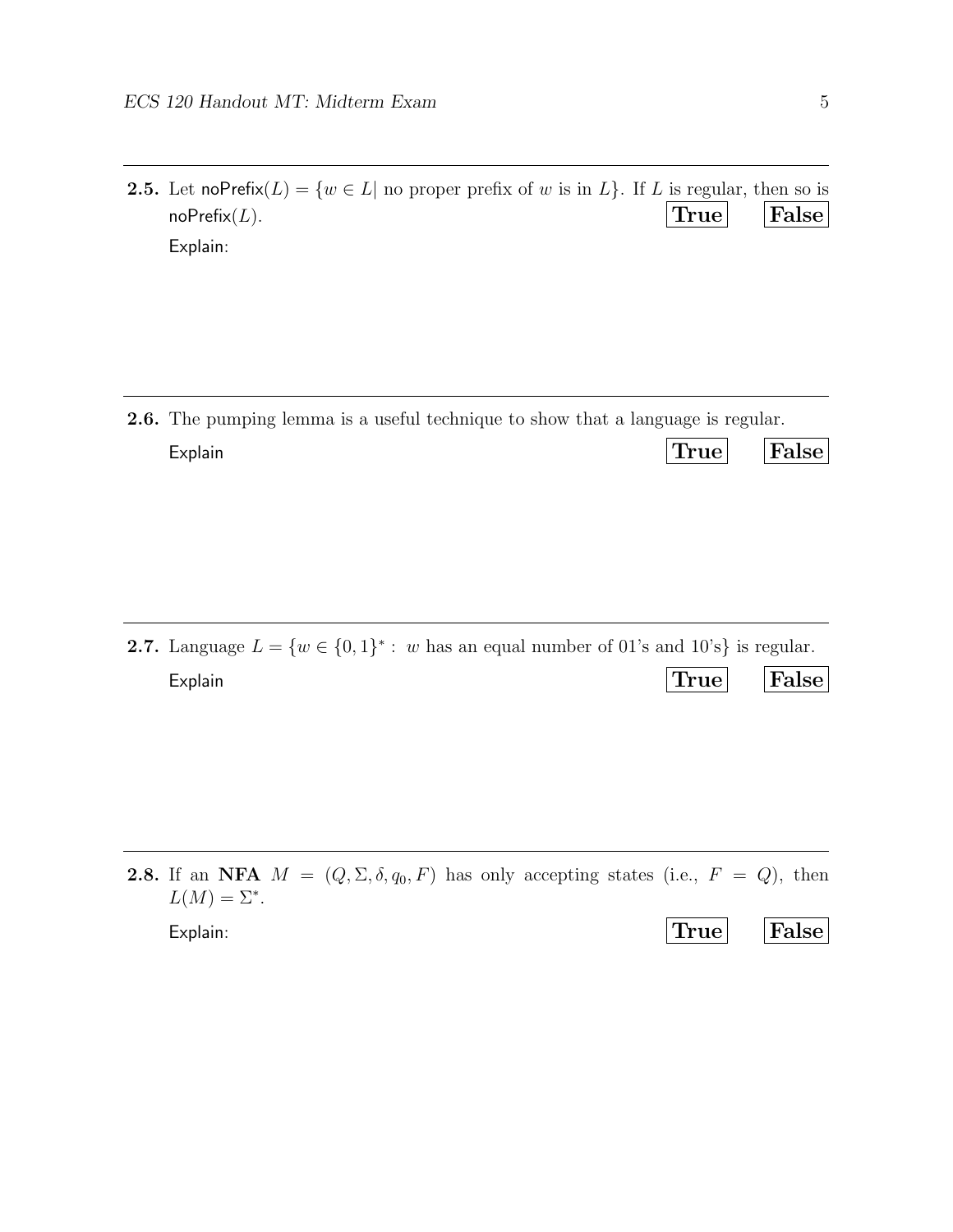**2.5.** Let $\mathsf{noPrefix}(L) = \{w \in L |$ no proper prefix of $w$ is in $L\}$. If $L$ is regular, then so is $\mathsf{noPrefix}(L)$. **True** **False**

Explain:

---

**2.6.** The pumping lemma is a useful technique to show that a language is regular.

Explain **True** **False**

---

**2.7.** Language $L = \{w \in \{0,1\}^* :$ $w$ has an equal number of 01's and 10's$\}$ is regular.

Explain **True** **False**

---

**2.8.** If an **NFA** $M = (Q, \Sigma, \delta, q_0, F)$ has only accepting states (i.e., $F = Q$), then $L(M) = \Sigma^*$.

Explain: **True** **False**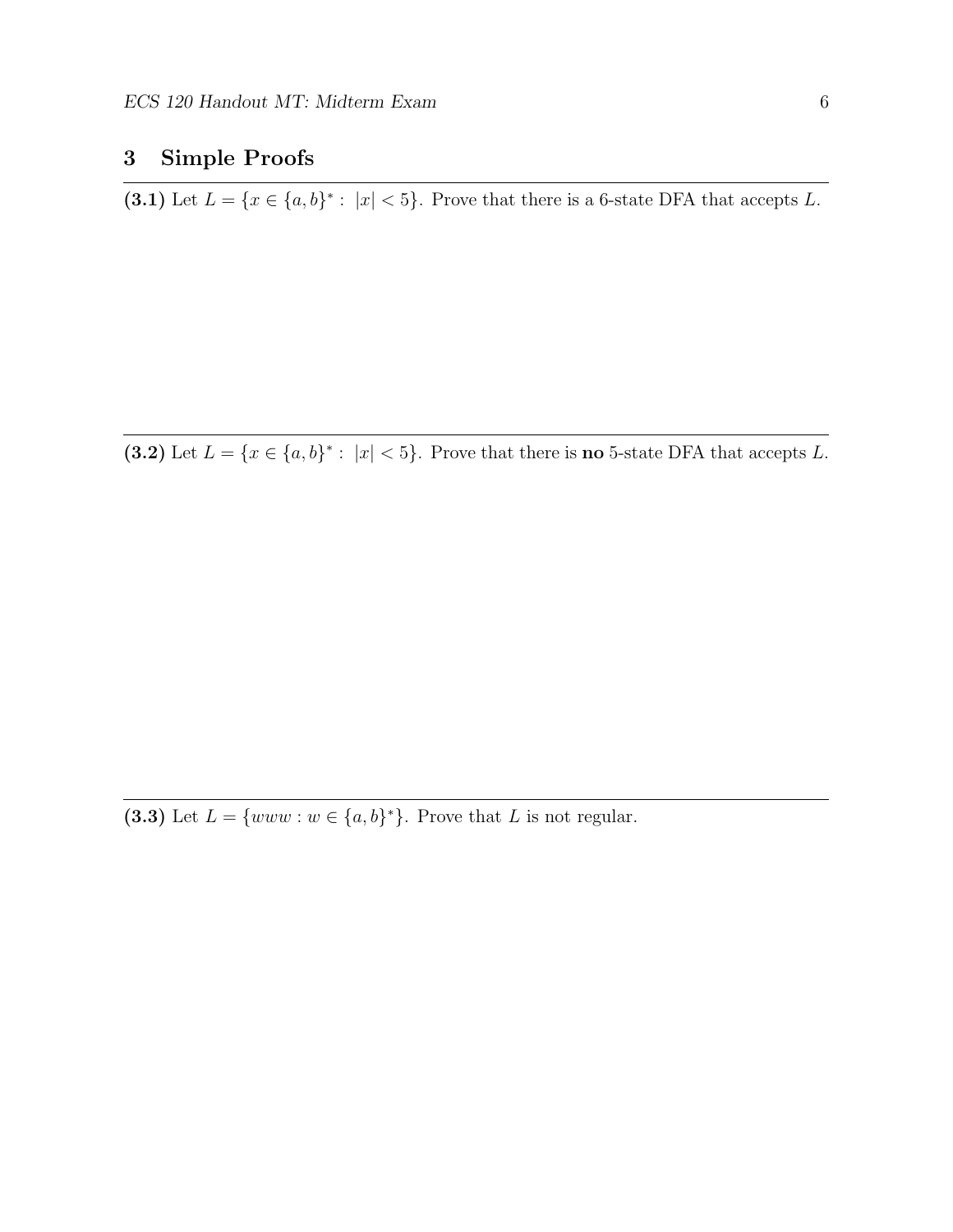## 3 Simple Proofs

---

**(3.1)** Let $L = \{x \in \{a,b\}^* : \ |x| < 5\}$. Prove that there is a 6-state DFA that accepts $L$.

---

**(3.2)** Let $L = \{x \in \{a,b\}^* : \ |x| < 5\}$. Prove that there is **no** 5-state DFA that accepts $L$.

---

**(3.3)** Let $L = \{www : w \in \{a,b\}^*\}$. Prove that $L$ is not regular.